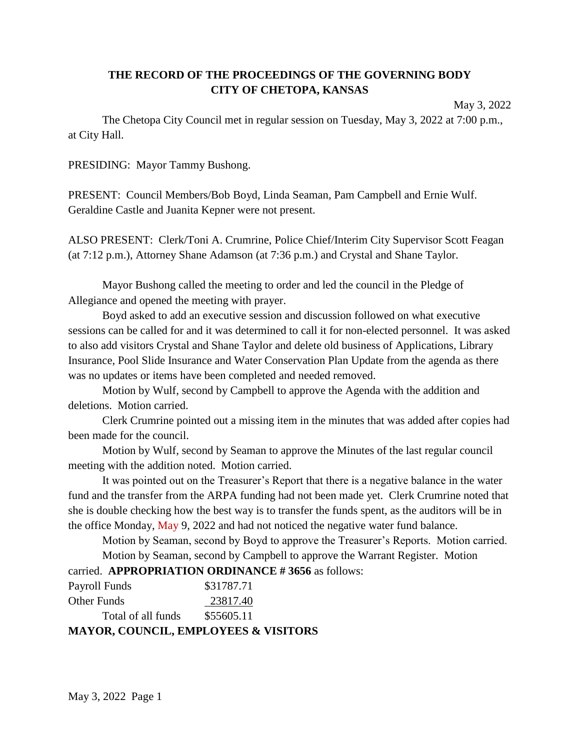**THE RECORD OF THE PROCEEDINGS OF THE GOVERNING BODY**
**CITY OF CHETOPA, KANSAS**

May 3, 2022

The Chetopa City Council met in regular session on Tuesday, May 3, 2022 at 7:00 p.m., at City Hall.

PRESIDING: Mayor Tammy Bushong.

PRESENT: Council Members/Bob Boyd, Linda Seaman, Pam Campbell and Ernie Wulf. Geraldine Castle and Juanita Kepner were not present.

ALSO PRESENT: Clerk/Toni A. Crumrine, Police Chief/Interim City Supervisor Scott Feagan (at 7:12 p.m.), Attorney Shane Adamson (at 7:36 p.m.) and Crystal and Shane Taylor.

Mayor Bushong called the meeting to order and led the council in the Pledge of Allegiance and opened the meeting with prayer.

Boyd asked to add an executive session and discussion followed on what executive sessions can be called for and it was determined to call it for non-elected personnel. It was asked to also add visitors Crystal and Shane Taylor and delete old business of Applications, Library Insurance, Pool Slide Insurance and Water Conservation Plan Update from the agenda as there was no updates or items have been completed and needed removed.

Motion by Wulf, second by Campbell to approve the Agenda with the addition and deletions. Motion carried.

Clerk Crumrine pointed out a missing item in the minutes that was added after copies had been made for the council.

Motion by Wulf, second by Seaman to approve the Minutes of the last regular council meeting with the addition noted. Motion carried.

It was pointed out on the Treasurer's Report that there is a negative balance in the water fund and the transfer from the ARPA funding had not been made yet. Clerk Crumrine noted that she is double checking how the best way is to transfer the funds spent, as the auditors will be in the office Monday, May 9, 2022 and had not noticed the negative water fund balance.

Motion by Seaman, second by Boyd to approve the Treasurer's Reports. Motion carried.

Motion by Seaman, second by Campbell to approve the Warrant Register. Motion carried. **APPROPRIATION ORDINANCE # 3656** as follows:

| | |
|---|---|
| Payroll Funds | \$31787.71 |
| Other Funds | 23817.40 |
| Total of all funds | \$55605.11 |

**MAYOR, COUNCIL, EMPLOYEES & VISITORS**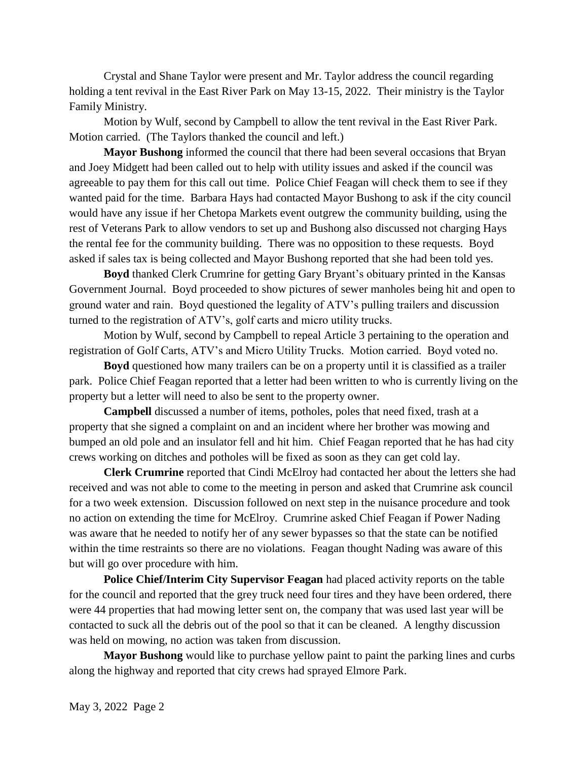Crystal and Shane Taylor were present and Mr. Taylor address the council regarding holding a tent revival in the East River Park on May 13-15, 2022. Their ministry is the Taylor Family Ministry.

Motion by Wulf, second by Campbell to allow the tent revival in the East River Park. Motion carried. (The Taylors thanked the council and left.)

**Mayor Bushong** informed the council that there had been several occasions that Bryan and Joey Midgett had been called out to help with utility issues and asked if the council was agreeable to pay them for this call out time. Police Chief Feagan will check them to see if they wanted paid for the time. Barbara Hays had contacted Mayor Bushong to ask if the city council would have any issue if her Chetopa Markets event outgrew the community building, using the rest of Veterans Park to allow vendors to set up and Bushong also discussed not charging Hays the rental fee for the community building. There was no opposition to these requests. Boyd asked if sales tax is being collected and Mayor Bushong reported that she had been told yes.

**Boyd** thanked Clerk Crumrine for getting Gary Bryant's obituary printed in the Kansas Government Journal. Boyd proceeded to show pictures of sewer manholes being hit and open to ground water and rain. Boyd questioned the legality of ATV's pulling trailers and discussion turned to the registration of ATV's, golf carts and micro utility trucks.

Motion by Wulf, second by Campbell to repeal Article 3 pertaining to the operation and registration of Golf Carts, ATV's and Micro Utility Trucks. Motion carried. Boyd voted no.

**Boyd** questioned how many trailers can be on a property until it is classified as a trailer park. Police Chief Feagan reported that a letter had been written to who is currently living on the property but a letter will need to also be sent to the property owner.

**Campbell** discussed a number of items, potholes, poles that need fixed, trash at a property that she signed a complaint on and an incident where her brother was mowing and bumped an old pole and an insulator fell and hit him. Chief Feagan reported that he has had city crews working on ditches and potholes will be fixed as soon as they can get cold lay.

**Clerk Crumrine** reported that Cindi McElroy had contacted her about the letters she had received and was not able to come to the meeting in person and asked that Crumrine ask council for a two week extension. Discussion followed on next step in the nuisance procedure and took no action on extending the time for McElroy. Crumrine asked Chief Feagan if Power Nading was aware that he needed to notify her of any sewer bypasses so that the state can be notified within the time restraints so there are no violations. Feagan thought Nading was aware of this but will go over procedure with him.

**Police Chief/Interim City Supervisor Feagan** had placed activity reports on the table for the council and reported that the grey truck need four tires and they have been ordered, there were 44 properties that had mowing letter sent on, the company that was used last year will be contacted to suck all the debris out of the pool so that it can be cleaned. A lengthy discussion was held on mowing, no action was taken from discussion.

**Mayor Bushong** would like to purchase yellow paint to paint the parking lines and curbs along the highway and reported that city crews had sprayed Elmore Park.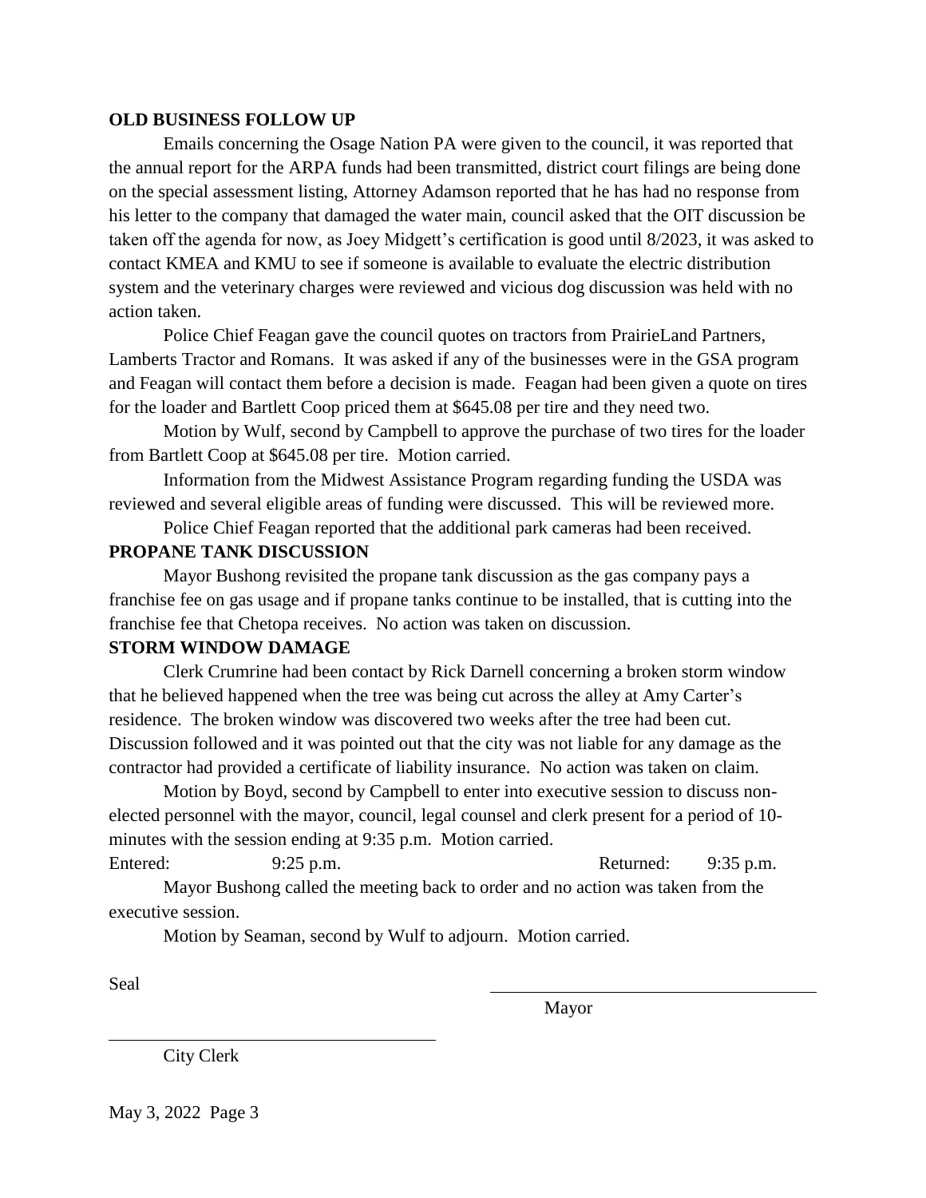**OLD BUSINESS FOLLOW UP**

Emails concerning the Osage Nation PA were given to the council, it was reported that the annual report for the ARPA funds had been transmitted, district court filings are being done on the special assessment listing, Attorney Adamson reported that he has had no response from his letter to the company that damaged the water main, council asked that the OIT discussion be taken off the agenda for now, as Joey Midgett's certification is good until 8/2023, it was asked to contact KMEA and KMU to see if someone is available to evaluate the electric distribution system and the veterinary charges were reviewed and vicious dog discussion was held with no action taken.

Police Chief Feagan gave the council quotes on tractors from PrairieLand Partners, Lamberts Tractor and Romans. It was asked if any of the businesses were in the GSA program and Feagan will contact them before a decision is made. Feagan had been given a quote on tires for the loader and Bartlett Coop priced them at $645.08 per tire and they need two.

Motion by Wulf, second by Campbell to approve the purchase of two tires for the loader from Bartlett Coop at $645.08 per tire. Motion carried.

Information from the Midwest Assistance Program regarding funding the USDA was reviewed and several eligible areas of funding were discussed. This will be reviewed more.

Police Chief Feagan reported that the additional park cameras had been received.

**PROPANE TANK DISCUSSION**

Mayor Bushong revisited the propane tank discussion as the gas company pays a franchise fee on gas usage and if propane tanks continue to be installed, that is cutting into the franchise fee that Chetopa receives. No action was taken on discussion.

**STORM WINDOW DAMAGE**

Clerk Crumrine had been contact by Rick Darnell concerning a broken storm window that he believed happened when the tree was being cut across the alley at Amy Carter's residence. The broken window was discovered two weeks after the tree had been cut. Discussion followed and it was pointed out that the city was not liable for any damage as the contractor had provided a certificate of liability insurance. No action was taken on claim.

Motion by Boyd, second by Campbell to enter into executive session to discuss non-elected personnel with the mayor, council, legal counsel and clerk present for a period of 10-minutes with the session ending at 9:35 p.m. Motion carried.

Entered: 9:25 p.m. Returned: 9:35 p.m.

Mayor Bushong called the meeting back to order and no action was taken from the executive session.

Motion by Seaman, second by Wulf to adjourn. Motion carried.

Seal

\_\_\_\_\_\_\_\_\_\_\_\_\_\_\_\_\_\_\_\_\_\_\_\_\_\_\_\_\_\_\_\_\_\_\_\_
Mayor

\_\_\_\_\_\_\_\_\_\_\_\_\_\_\_\_\_\_\_\_\_\_\_\_\_\_\_\_\_\_\_\_\_\_\_\_
City Clerk

May 3, 2022